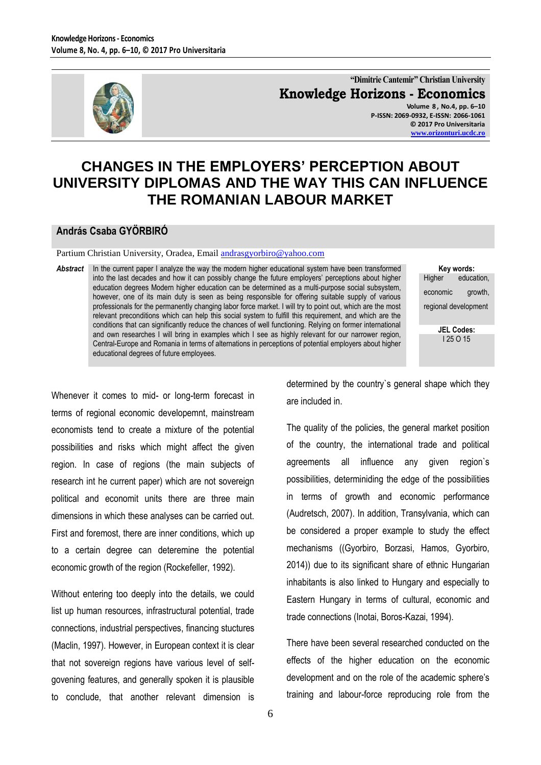# CHANGES IN THE EMPLOYERS' PERCEPTION ABOUT UNIVERSITY DIPLOMAS AND THE WAY THIS CAN INFLUENCE THE ROMANIAN LABOUR MARKET

**András Csaba GYÖRBIRÓ**

Partium Christian University, Oradea, Email andrasgyorbiro@yahoo.com

***Abstract*** In the current paper I analyze the way the modern higher educational system have been transformed into the last decades and how it can possibly change the future employers' perceptions about higher education degrees Modern higher education can be determined as a multi-purpose social subsystem, however, one of its main duty is seen as being responsible for offering suitable supply of various professionals for the permanently changing labor force market. I will try to point out, which are the most relevant preconditions which can help this social system to fulfill this requirement, and which are the conditions that can significantly reduce the chances of well functioning. Relying on former international and own researches I will bring in examples which I see as highly relevant for our narrower region, Central-Europe and Romania in terms of alternations in perceptions of potential employers about higher educational degrees of future employees.

**Key words:** Higher education, economic growth, regional development

**JEL Codes:** I 25 O 15

Whenever it comes to mid- or long-term forecast in terms of regional economic developemnt, mainstream economists tend to create a mixture of the potential possibilities and risks which might affect the given region. In case of regions (the main subjects of research int he current paper) which are not sovereign political and economit units there are three main dimensions in which these analyses can be carried out. First and foremost, there are inner conditions, which up to a certain degree can deteremine the potential economic growth of the region (Rockefeller, 1992).

Without entering too deeply into the details, we could list up human resources, infrastructural potential, trade connections, industrial perspectives, financing stuctures (Maclin, 1997). However, in European context it is clear that not sovereign regions have various level of self-govening features, and generally spoken it is plausible to conclude, that another relevant dimension is determined by the country`s general shape which they are included in.

The quality of the policies, the general market position of the country, the international trade and political agreements all influence any given region`s possibilities, determiniding the edge of the possibilities in terms of growth and economic performance (Audretsch, 2007). In addition, Transylvania, which can be considered a proper example to study the effect mechanisms ((Gyorbiro, Borzasi, Hamos, Gyorbiro, 2014)) due to its significant share of ethnic Hungarian inhabitants is also linked to Hungary and especially to Eastern Hungary in terms of cultural, economic and trade connections (Inotai, Boros-Kazai, 1994).

There have been several researched conducted on the effects of the higher education on the economic development and on the role of the academic sphere's training and labour-force reproducing role from the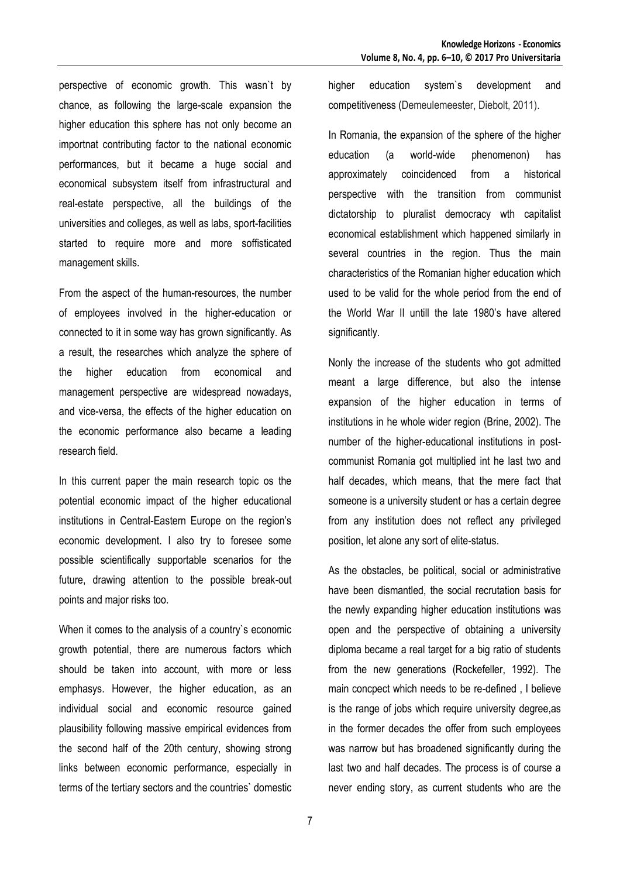perspective of economic growth. This wasn`t by chance, as following the large-scale expansion the higher education this sphere has not only become an importnat contributing factor to the national economic performances, but it became a huge social and economical subsystem itself from infrastructural and real-estate perspective, all the buildings of the universities and colleges, as well as labs, sport-facilities started to require more and more soffisticated management skills.

From the aspect of the human-resources, the number of employees involved in the higher-education or connected to it in some way has grown significantly. As a result, the researches which analyze the sphere of the higher education from economical and management perspective are widespread nowadays, and vice-versa, the effects of the higher education on the economic performance also became a leading research field.

In this current paper the main research topic os the potential economic impact of the higher educational institutions in Central-Eastern Europe on the region's economic development. I also try to foresee some possible scientifically supportable scenarios for the future, drawing attention to the possible break-out points and major risks too.

When it comes to the analysis of a country`s economic growth potential, there are numerous factors which should be taken into account, with more or less emphasys. However, the higher education, as an individual social and economic resource gained plausibility following massive empirical evidences from the second half of the 20th century, showing strong links between economic performance, especially in terms of the tertiary sectors and the countries` domestic higher education system`s development and competitiveness (Demeulemeester, Diebolt, 2011).

In Romania, the expansion of the sphere of the higher education (a world-wide phenomenon) has approximately coincidenced from a historical perspective with the transition from communist dictatorship to pluralist democracy wth capitalist economical establishment which happened similarly in several countries in the region. Thus the main characteristics of the Romanian higher education which used to be valid for the whole period from the end of the World War II untill the late 1980's have altered significantly.

Nonly the increase of the students who got admitted meant a large difference, but also the intense expansion of the higher education in terms of institutions in he whole wider region (Brine, 2002). The number of the higher-educational institutions in post-communist Romania got multiplied int he last two and half decades, which means, that the mere fact that someone is a university student or has a certain degree from any institution does not reflect any privileged position, let alone any sort of elite-status.

As the obstacles, be political, social or administrative have been dismantled, the social recrutation basis for the newly expanding higher education institutions was open and the perspective of obtaining a university diploma became a real target for a big ratio of students from the new generations (Rockefeller, 1992). The main concpect which needs to be re-defined , I believe is the range of jobs which require university degree,as in the former decades the offer from such employees was narrow but has broadened significantly during the last two and half decades. The process is of course a never ending story, as current students who are the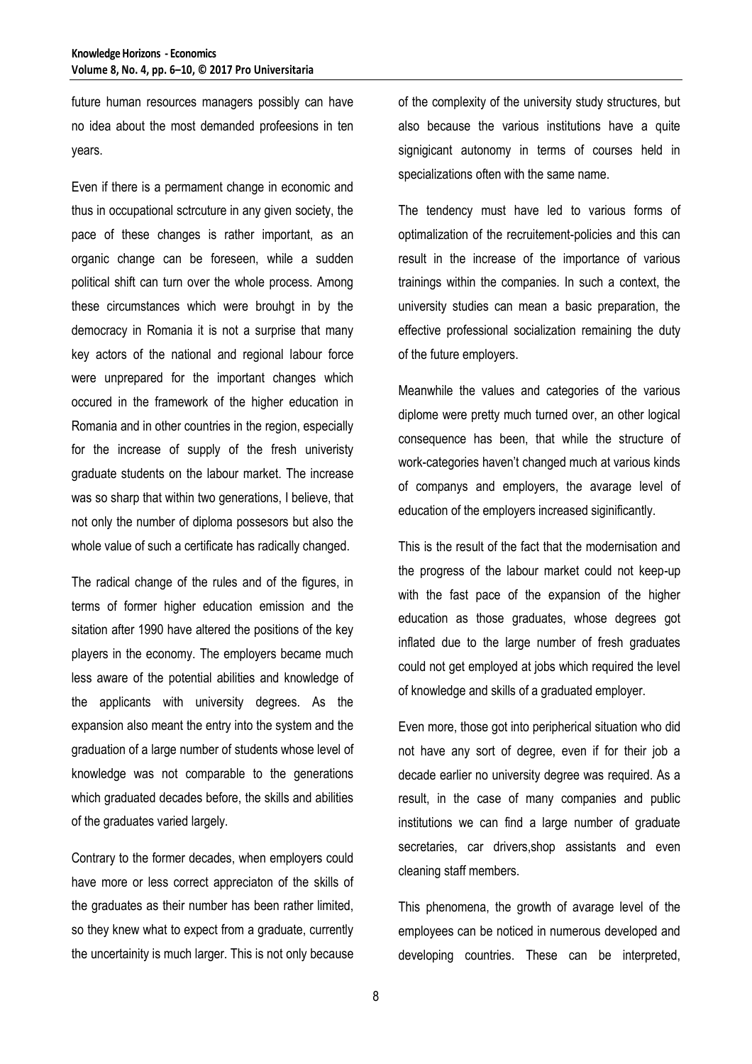future human resources managers possibly can have no idea about the most demanded profeesions in ten years.

Even if there is a permament change in economic and thus in occupational sctrcuture in any given society, the pace of these changes is rather important, as an organic change can be foreseen, while a sudden political shift can turn over the whole process. Among these circumstances which were brouhgt in by the democracy in Romania it is not a surprise that many key actors of the national and regional labour force were unprepared for the important changes which occured in the framework of the higher education in Romania and in other countries in the region, especially for the increase of supply of the fresh univeristy graduate students on the labour market. The increase was so sharp that within two generations, I believe, that not only the number of diploma possesors but also the whole value of such a certificate has radically changed.

The radical change of the rules and of the figures, in terms of former higher education emission and the sitation after 1990 have altered the positions of the key players in the economy. The employers became much less aware of the potential abilities and knowledge of the applicants with university degrees. As the expansion also meant the entry into the system and the graduation of a large number of students whose level of knowledge was not comparable to the generations which graduated decades before, the skills and abilities of the graduates varied largely.

Contrary to the former decades, when employers could have more or less correct appreciaton of the skills of the graduates as their number has been rather limited, so they knew what to expect from a graduate, currently the uncertainity is much larger. This is not only because of the complexity of the university study structures, but also because the various institutions have a quite signigicant autonomy in terms of courses held in specializations often with the same name.

The tendency must have led to various forms of optimalization of the recruitement-policies and this can result in the increase of the importance of various trainings within the companies. In such a context, the university studies can mean a basic preparation, the effective professional socialization remaining the duty of the future employers.

Meanwhile the values and categories of the various diplome were pretty much turned over, an other logical consequence has been, that while the structure of work-categories haven't changed much at various kinds of companys and employers, the avarage level of education of the employers increased siginificantly.

This is the result of the fact that the modernisation and the progress of the labour market could not keep-up with the fast pace of the expansion of the higher education as those graduates, whose degrees got inflated due to the large number of fresh graduates could not get employed at jobs which required the level of knowledge and skills of a graduated employer.

Even more, those got into peripherical situation who did not have any sort of degree, even if for their job a decade earlier no university degree was required. As a result, in the case of many companies and public institutions we can find a large number of graduate secretaries, car drivers,shop assistants and even cleaning staff members.

This phenomena, the growth of avarage level of the employees can be noticed in numerous developed and developing countries. These can be interpreted,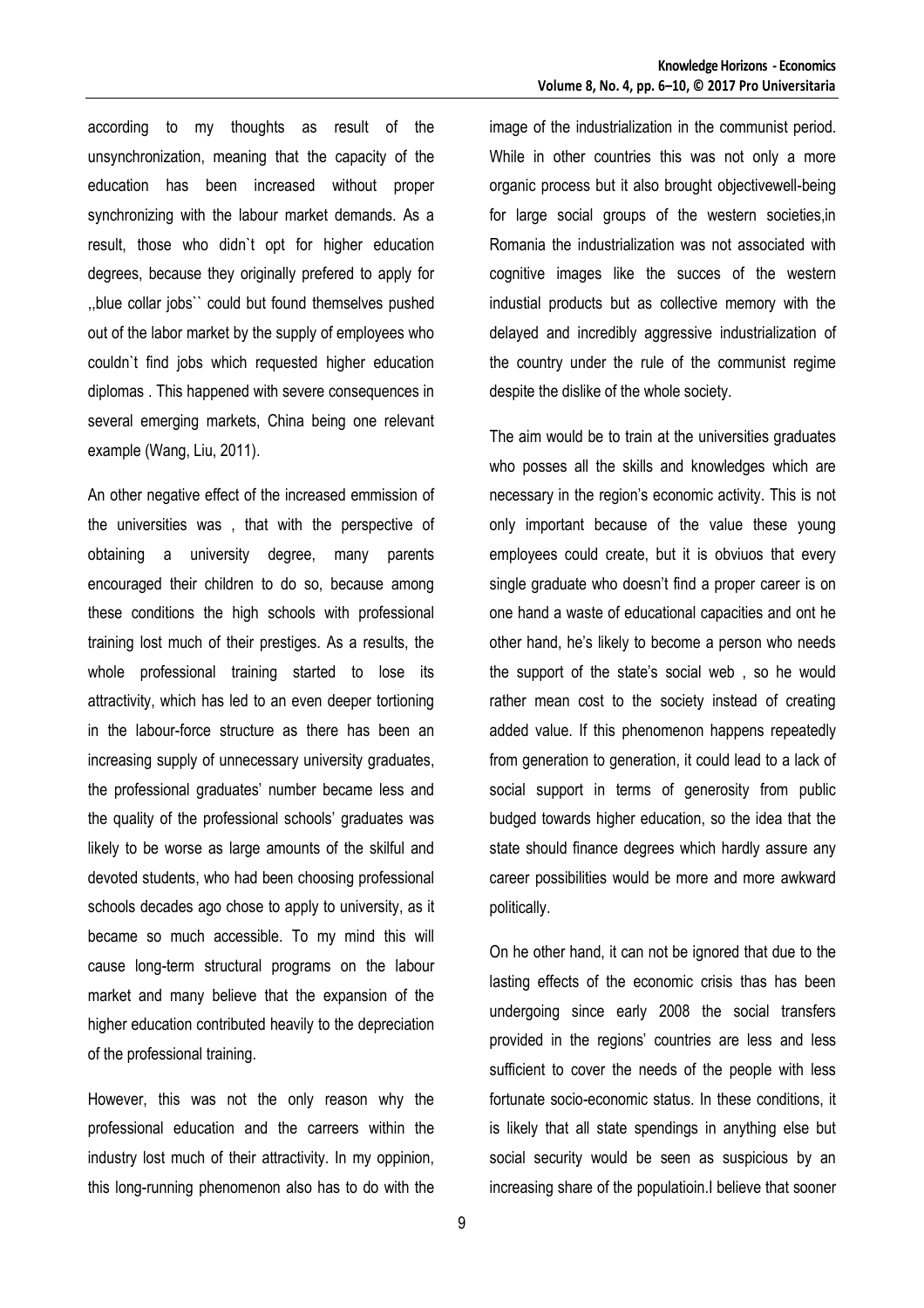according to my thoughts as result of the unsynchronization, meaning that the capacity of the education has been increased without proper synchronizing with the labour market demands. As a result, those who didn`t opt for higher education degrees, because they originally prefered to apply for ,,blue collar jobs`` could but found themselves pushed out of the labor market by the supply of employees who couldn`t find jobs which requested higher education diplomas . This happened with severe consequences in several emerging markets, China being one relevant example (Wang, Liu, 2011).

An other negative effect of the increased emmission of the universities was , that with the perspective of obtaining a university degree, many parents encouraged their children to do so, because among these conditions the high schools with professional training lost much of their prestiges. As a results, the whole professional training started to lose its attractivity, which has led to an even deeper tortioning in the labour-force structure as there has been an increasing supply of unnecessary university graduates, the professional graduates' number became less and the quality of the professional schools' graduates was likely to be worse as large amounts of the skilful and devoted students, who had been choosing professional schools decades ago chose to apply to university, as it became so much accessible. To my mind this will cause long-term structural programs on the labour market and many believe that the expansion of the higher education contributed heavily to the depreciation of the professional training.

However, this was not the only reason why the professional education and the carreers within the industry lost much of their attractivity. In my oppinion, this long-running phenomenon also has to do with the image of the industrialization in the communist period. While in other countries this was not only a more organic process but it also brought objectivewell-being for large social groups of the western societies,in Romania the industrialization was not associated with cognitive images like the succes of the western industial products but as collective memory with the delayed and incredibly aggressive industrialization of the country under the rule of the communist regime despite the dislike of the whole society.

The aim would be to train at the universities graduates who posses all the skills and knowledges which are necessary in the region's economic activity. This is not only important because of the value these young employees could create, but it is obviuos that every single graduate who doesn't find a proper career is on one hand a waste of educational capacities and ont he other hand, he's likely to become a person who needs the support of the state's social web , so he would rather mean cost to the society instead of creating added value. If this phenomenon happens repeatedly from generation to generation, it could lead to a lack of social support in terms of generosity from public budged towards higher education, so the idea that the state should finance degrees which hardly assure any career possibilities would be more and more awkward politically.

On he other hand, it can not be ignored that due to the lasting effects of the economic crisis thas has been undergoing since early 2008 the social transfers provided in the regions' countries are less and less sufficient to cover the needs of the people with less fortunate socio-economic status. In these conditions, it is likely that all state spendings in anything else but social security would be seen as suspicious by an increasing share of the populatioin.I believe that sooner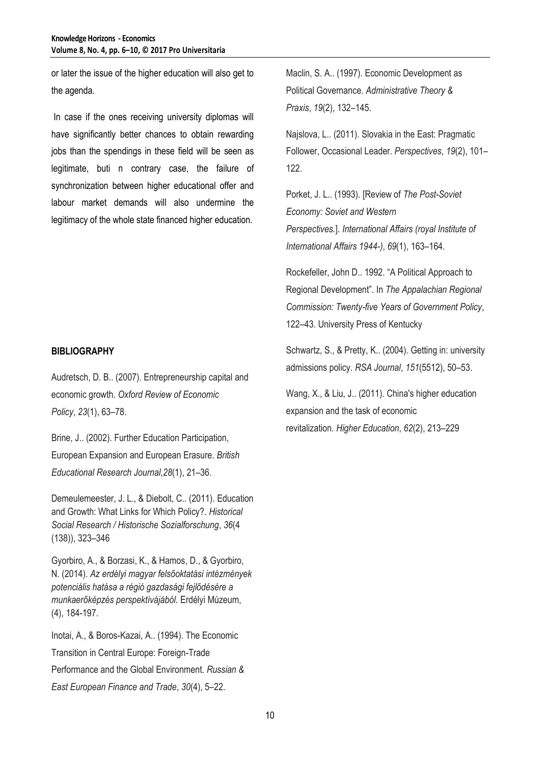or later the issue of the higher education will also get to the agenda.

In case if the ones receiving university diplomas will have significantly better chances to obtain rewarding jobs than the spendings in these field will be seen as legitimate, buti n contrary case, the failure of synchronization between higher educational offer and labour market demands will also undermine the legitimacy of the whole state financed higher education.

## BIBLIOGRAPHY

Audretsch, D. B.. (2007). Entrepreneurship capital and economic growth. *Oxford Review of Economic Policy*, *23*(1), 63–78.

Brine, J.. (2002). Further Education Participation, European Expansion and European Erasure. *British Educational Research Journal*,*28*(1), 21–36.

Demeulemeester, J. L., & Diebolt, C.. (2011). Education and Growth: What Links for Which Policy?. *Historical Social Research / Historische Sozialforschung*, *36*(4 (138)), 323–346

Gyorbiro, A., & Borzasi, K., & Hamos, D., & Gyorbiro, N. (2014). *Az erdélyi magyar felsőoktatási intézmények potenciális hatása a régió gazdasági fejlődésére a munkaerőképzés perspektívájából.* Erdélyi Múzeum, (4), 184-197.

Inotai, A., & Boros-Kazai, A.. (1994). The Economic Transition in Central Europe: Foreign-Trade Performance and the Global Environment. *Russian & East European Finance and Trade*, *30*(4), 5–22.

Maclin, S. A.. (1997). Economic Development as Political Governance. *Administrative Theory & Praxis*, *19*(2), 132–145.

Najslova, L.. (2011). Slovakia in the East: Pragmatic Follower, Occasional Leader. *Perspectives*, *19*(2), 101–122.

Porket, J. L.. (1993). [Review of *The Post-Soviet Economy: Soviet and Western Perspectives.*]. *International Affairs (royal Institute of International Affairs 1944-)*, *69*(1), 163–164.

Rockefeller, John D.. 1992. “A Political Approach to Regional Development”. In *The Appalachian Regional Commission: Twenty-five Years of Government Policy*, 122–43. University Press of Kentucky

Schwartz, S., & Pretty, K.. (2004). Getting in: university admissions policy. *RSA Journal*, *151*(5512), 50–53.

Wang, X., & Liu, J.. (2011). China's higher education expansion and the task of economic revitalization. *Higher Education*, *62*(2), 213–229